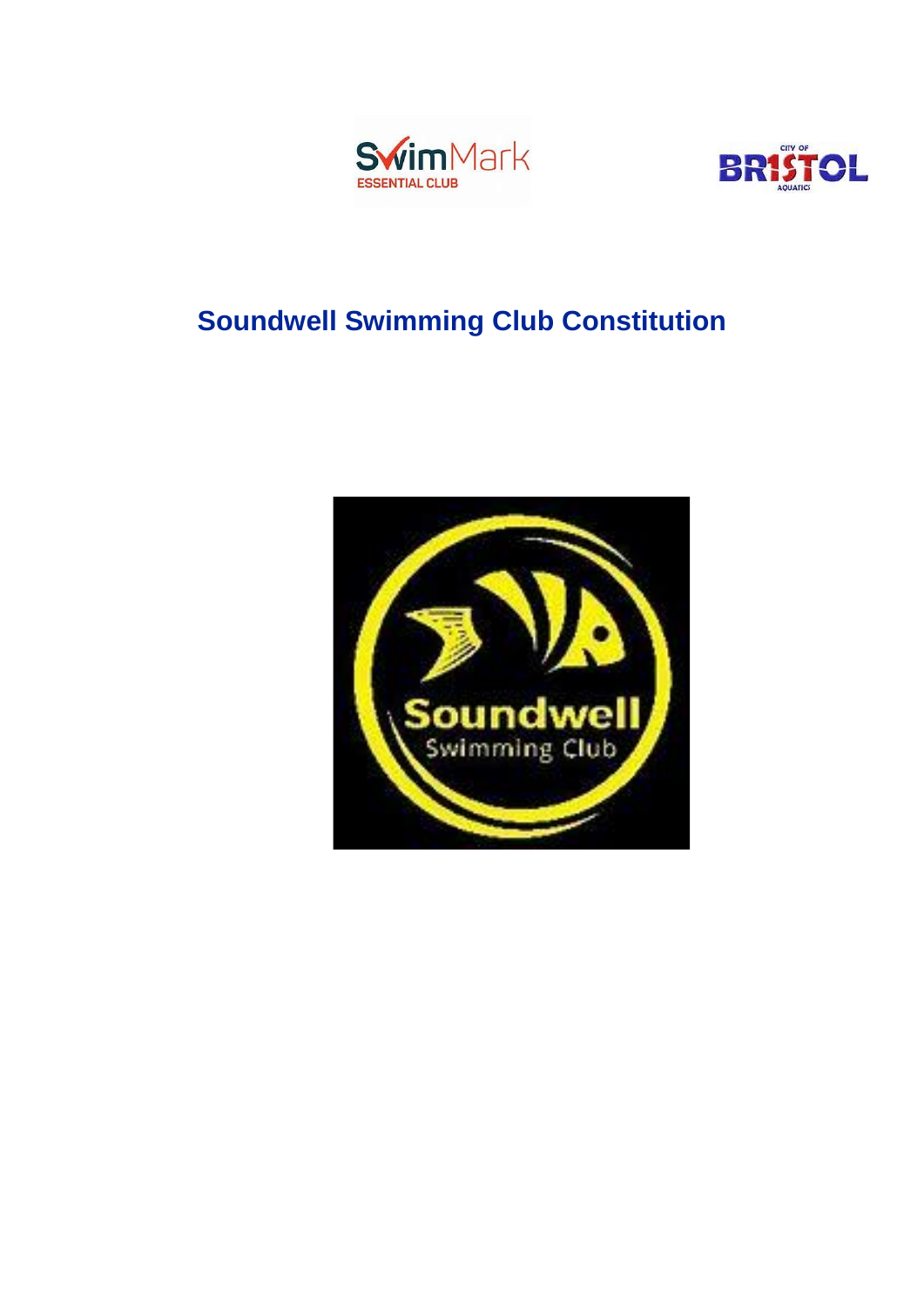# Soundwell Swimming Club Constitution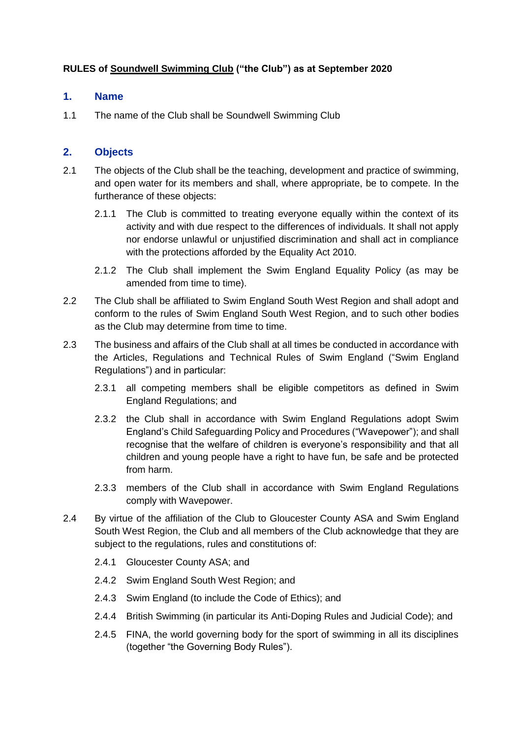**RULES of <u>Soundwell Swimming Club</u> ("the Club") as at September 2020**

## 1. Name

1.1 The name of the Club shall be Soundwell Swimming Club

## 2. Objects

2.1 The objects of the Club shall be the teaching, development and practice of swimming, and open water for its members and shall, where appropriate, be to compete. In the furtherance of these objects:

2.1.1 The Club is committed to treating everyone equally within the context of its activity and with due respect to the differences of individuals. It shall not apply nor endorse unlawful or unjustified discrimination and shall act in compliance with the protections afforded by the Equality Act 2010.

2.1.2 The Club shall implement the Swim England Equality Policy (as may be amended from time to time).

2.2 The Club shall be affiliated to Swim England South West Region and shall adopt and conform to the rules of Swim England South West Region, and to such other bodies as the Club may determine from time to time.

2.3 The business and affairs of the Club shall at all times be conducted in accordance with the Articles, Regulations and Technical Rules of Swim England ("Swim England Regulations") and in particular:

2.3.1 all competing members shall be eligible competitors as defined in Swim England Regulations; and

2.3.2 the Club shall in accordance with Swim England Regulations adopt Swim England's Child Safeguarding Policy and Procedures ("Wavepower"); and shall recognise that the welfare of children is everyone's responsibility and that all children and young people have a right to have fun, be safe and be protected from harm.

2.3.3 members of the Club shall in accordance with Swim England Regulations comply with Wavepower.

2.4 By virtue of the affiliation of the Club to Gloucester County ASA and Swim England South West Region, the Club and all members of the Club acknowledge that they are subject to the regulations, rules and constitutions of:

2.4.1 Gloucester County ASA; and

2.4.2 Swim England South West Region; and

2.4.3 Swim England (to include the Code of Ethics); and

2.4.4 British Swimming (in particular its Anti-Doping Rules and Judicial Code); and

2.4.5 FINA, the world governing body for the sport of swimming in all its disciplines (together "the Governing Body Rules").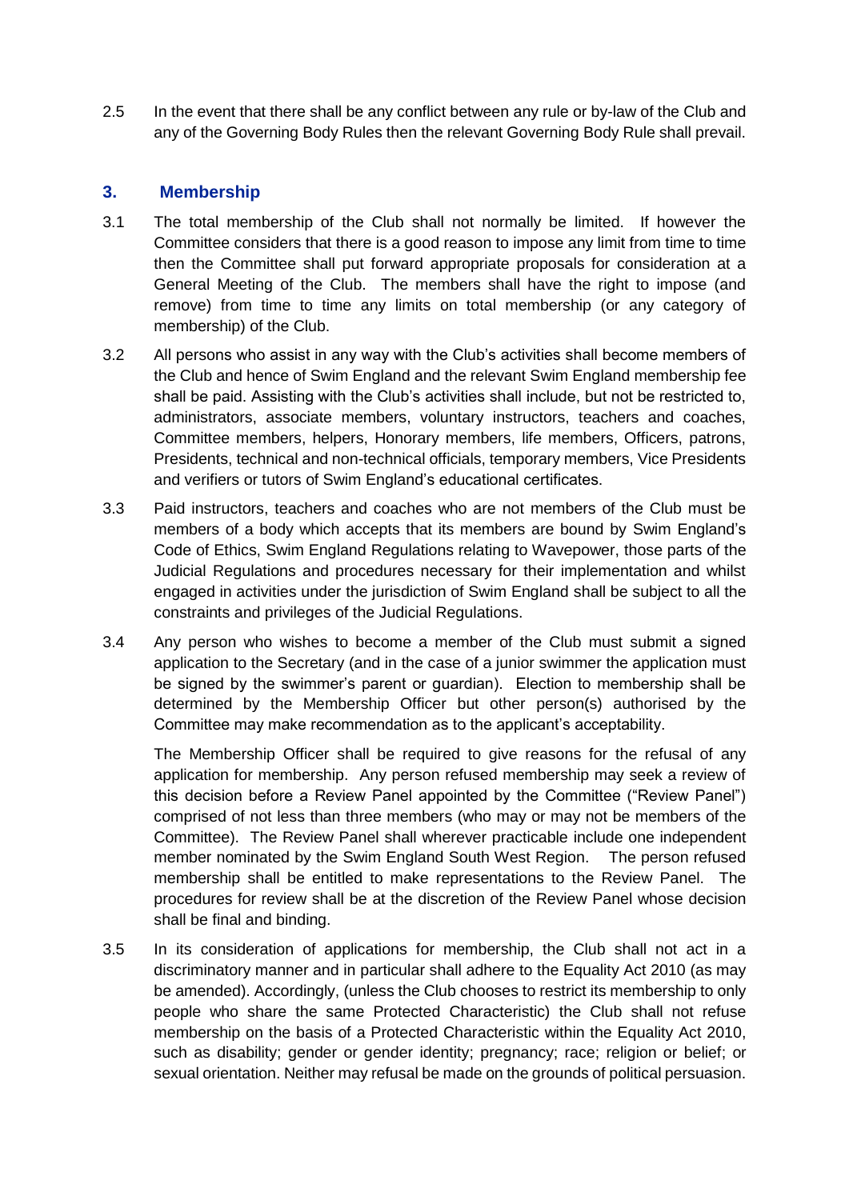2.5 In the event that there shall be any conflict between any rule or by-law of the Club and any of the Governing Body Rules then the relevant Governing Body Rule shall prevail.

## 3. Membership

3.1 The total membership of the Club shall not normally be limited. If however the Committee considers that there is a good reason to impose any limit from time to time then the Committee shall put forward appropriate proposals for consideration at a General Meeting of the Club. The members shall have the right to impose (and remove) from time to time any limits on total membership (or any category of membership) of the Club.

3.2 All persons who assist in any way with the Club's activities shall become members of the Club and hence of Swim England and the relevant Swim England membership fee shall be paid. Assisting with the Club's activities shall include, but not be restricted to, administrators, associate members, voluntary instructors, teachers and coaches, Committee members, helpers, Honorary members, life members, Officers, patrons, Presidents, technical and non-technical officials, temporary members, Vice Presidents and verifiers or tutors of Swim England's educational certificates.

3.3 Paid instructors, teachers and coaches who are not members of the Club must be members of a body which accepts that its members are bound by Swim England's Code of Ethics, Swim England Regulations relating to Wavepower, those parts of the Judicial Regulations and procedures necessary for their implementation and whilst engaged in activities under the jurisdiction of Swim England shall be subject to all the constraints and privileges of the Judicial Regulations.

3.4 Any person who wishes to become a member of the Club must submit a signed application to the Secretary (and in the case of a junior swimmer the application must be signed by the swimmer's parent or guardian). Election to membership shall be determined by the Membership Officer but other person(s) authorised by the Committee may make recommendation as to the applicant's acceptability.

The Membership Officer shall be required to give reasons for the refusal of any application for membership. Any person refused membership may seek a review of this decision before a Review Panel appointed by the Committee ("Review Panel") comprised of not less than three members (who may or may not be members of the Committee). The Review Panel shall wherever practicable include one independent member nominated by the Swim England South West Region. The person refused membership shall be entitled to make representations to the Review Panel. The procedures for review shall be at the discretion of the Review Panel whose decision shall be final and binding.

3.5 In its consideration of applications for membership, the Club shall not act in a discriminatory manner and in particular shall adhere to the Equality Act 2010 (as may be amended). Accordingly, (unless the Club chooses to restrict its membership to only people who share the same Protected Characteristic) the Club shall not refuse membership on the basis of a Protected Characteristic within the Equality Act 2010, such as disability; gender or gender identity; pregnancy; race; religion or belief; or sexual orientation. Neither may refusal be made on the grounds of political persuasion.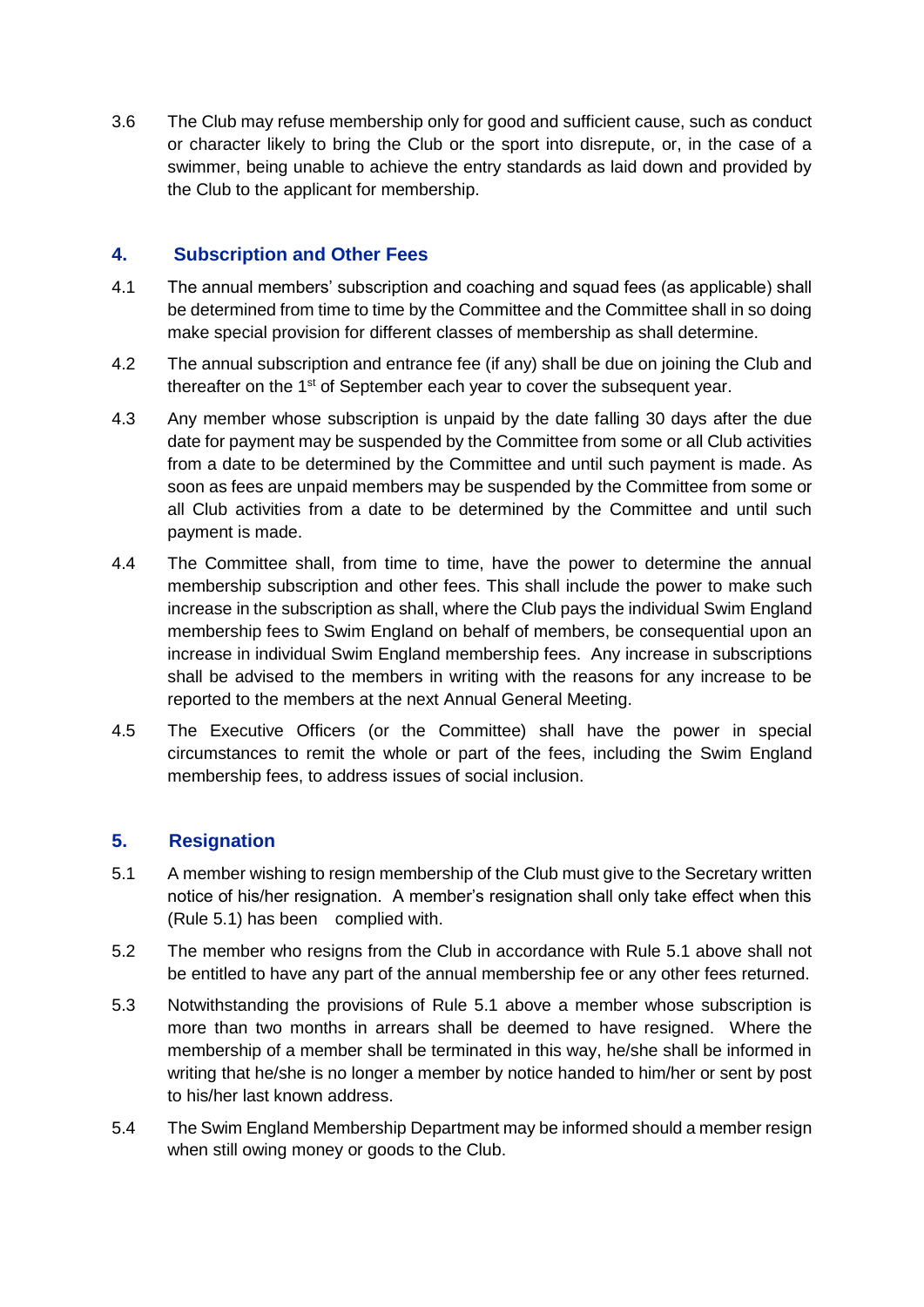3.6 The Club may refuse membership only for good and sufficient cause, such as conduct or character likely to bring the Club or the sport into disrepute, or, in the case of a swimmer, being unable to achieve the entry standards as laid down and provided by the Club to the applicant for membership.

## 4. Subscription and Other Fees

4.1 The annual members' subscription and coaching and squad fees (as applicable) shall be determined from time to time by the Committee and the Committee shall in so doing make special provision for different classes of membership as shall determine.

4.2 The annual subscription and entrance fee (if any) shall be due on joining the Club and thereafter on the 1st of September each year to cover the subsequent year.

4.3 Any member whose subscription is unpaid by the date falling 30 days after the due date for payment may be suspended by the Committee from some or all Club activities from a date to be determined by the Committee and until such payment is made. As soon as fees are unpaid members may be suspended by the Committee from some or all Club activities from a date to be determined by the Committee and until such payment is made.

4.4 The Committee shall, from time to time, have the power to determine the annual membership subscription and other fees. This shall include the power to make such increase in the subscription as shall, where the Club pays the individual Swim England membership fees to Swim England on behalf of members, be consequential upon an increase in individual Swim England membership fees. Any increase in subscriptions shall be advised to the members in writing with the reasons for any increase to be reported to the members at the next Annual General Meeting.

4.5 The Executive Officers (or the Committee) shall have the power in special circumstances to remit the whole or part of the fees, including the Swim England membership fees, to address issues of social inclusion.

## 5. Resignation

5.1 A member wishing to resign membership of the Club must give to the Secretary written notice of his/her resignation. A member's resignation shall only take effect when this (Rule 5.1) has been complied with.

5.2 The member who resigns from the Club in accordance with Rule 5.1 above shall not be entitled to have any part of the annual membership fee or any other fees returned.

5.3 Notwithstanding the provisions of Rule 5.1 above a member whose subscription is more than two months in arrears shall be deemed to have resigned. Where the membership of a member shall be terminated in this way, he/she shall be informed in writing that he/she is no longer a member by notice handed to him/her or sent by post to his/her last known address.

5.4 The Swim England Membership Department may be informed should a member resign when still owing money or goods to the Club.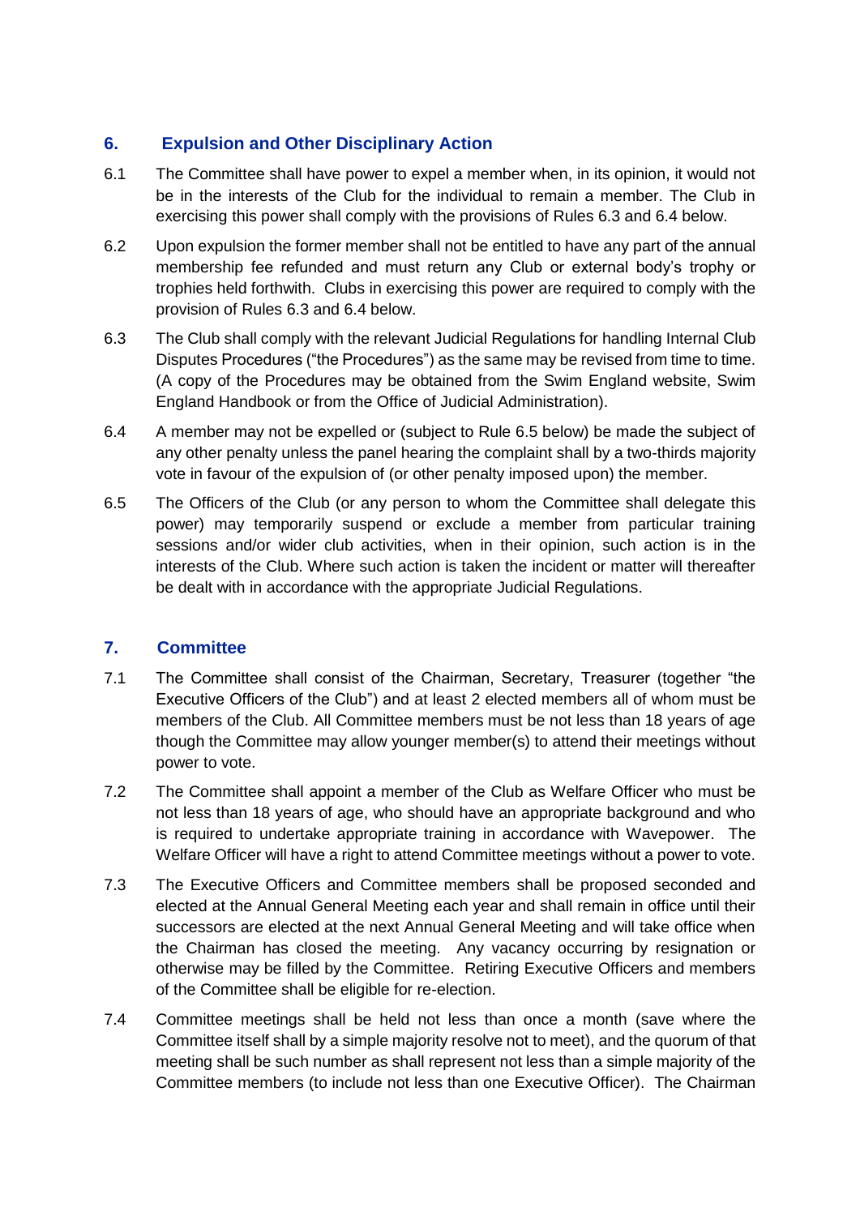## 6. Expulsion and Other Disciplinary Action

6.1 The Committee shall have power to expel a member when, in its opinion, it would not be in the interests of the Club for the individual to remain a member. The Club in exercising this power shall comply with the provisions of Rules 6.3 and 6.4 below.

6.2 Upon expulsion the former member shall not be entitled to have any part of the annual membership fee refunded and must return any Club or external body's trophy or trophies held forthwith. Clubs in exercising this power are required to comply with the provision of Rules 6.3 and 6.4 below.

6.3 The Club shall comply with the relevant Judicial Regulations for handling Internal Club Disputes Procedures ("the Procedures") as the same may be revised from time to time. (A copy of the Procedures may be obtained from the Swim England website, Swim England Handbook or from the Office of Judicial Administration).

6.4 A member may not be expelled or (subject to Rule 6.5 below) be made the subject of any other penalty unless the panel hearing the complaint shall by a two-thirds majority vote in favour of the expulsion of (or other penalty imposed upon) the member.

6.5 The Officers of the Club (or any person to whom the Committee shall delegate this power) may temporarily suspend or exclude a member from particular training sessions and/or wider club activities, when in their opinion, such action is in the interests of the Club. Where such action is taken the incident or matter will thereafter be dealt with in accordance with the appropriate Judicial Regulations.

## 7. Committee

7.1 The Committee shall consist of the Chairman, Secretary, Treasurer (together "the Executive Officers of the Club") and at least 2 elected members all of whom must be members of the Club. All Committee members must be not less than 18 years of age though the Committee may allow younger member(s) to attend their meetings without power to vote.

7.2 The Committee shall appoint a member of the Club as Welfare Officer who must be not less than 18 years of age, who should have an appropriate background and who is required to undertake appropriate training in accordance with Wavepower. The Welfare Officer will have a right to attend Committee meetings without a power to vote.

7.3 The Executive Officers and Committee members shall be proposed seconded and elected at the Annual General Meeting each year and shall remain in office until their successors are elected at the next Annual General Meeting and will take office when the Chairman has closed the meeting. Any vacancy occurring by resignation or otherwise may be filled by the Committee. Retiring Executive Officers and members of the Committee shall be eligible for re-election.

7.4 Committee meetings shall be held not less than once a month (save where the Committee itself shall by a simple majority resolve not to meet), and the quorum of that meeting shall be such number as shall represent not less than a simple majority of the Committee members (to include not less than one Executive Officer). The Chairman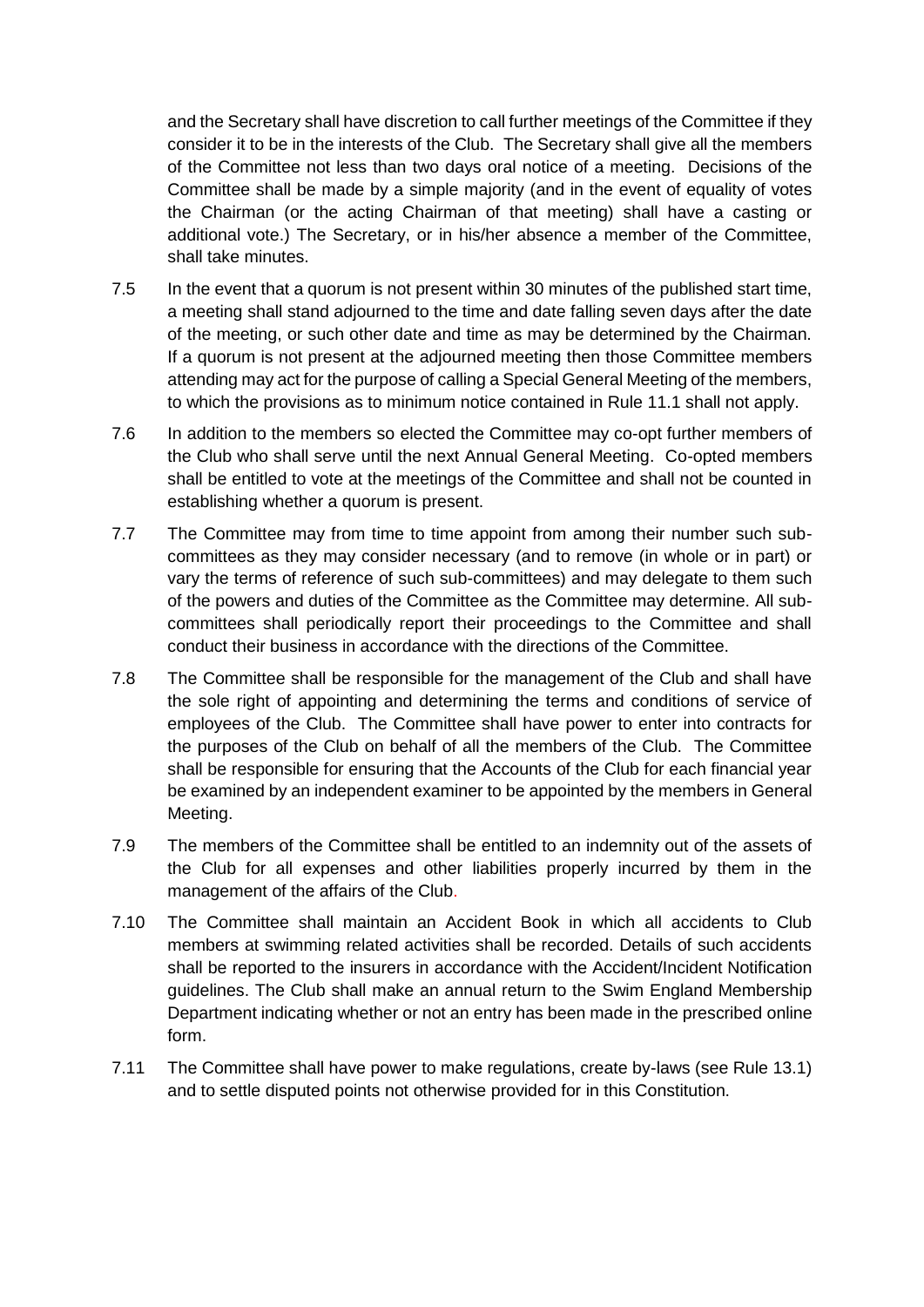and the Secretary shall have discretion to call further meetings of the Committee if they consider it to be in the interests of the Club. The Secretary shall give all the members of the Committee not less than two days oral notice of a meeting. Decisions of the Committee shall be made by a simple majority (and in the event of equality of votes the Chairman (or the acting Chairman of that meeting) shall have a casting or additional vote.) The Secretary, or in his/her absence a member of the Committee, shall take minutes.

7.5 In the event that a quorum is not present within 30 minutes of the published start time, a meeting shall stand adjourned to the time and date falling seven days after the date of the meeting, or such other date and time as may be determined by the Chairman. If a quorum is not present at the adjourned meeting then those Committee members attending may act for the purpose of calling a Special General Meeting of the members, to which the provisions as to minimum notice contained in Rule 11.1 shall not apply.

7.6 In addition to the members so elected the Committee may co-opt further members of the Club who shall serve until the next Annual General Meeting. Co-opted members shall be entitled to vote at the meetings of the Committee and shall not be counted in establishing whether a quorum is present.

7.7 The Committee may from time to time appoint from among their number such sub-committees as they may consider necessary (and to remove (in whole or in part) or vary the terms of reference of such sub-committees) and may delegate to them such of the powers and duties of the Committee as the Committee may determine. All sub-committees shall periodically report their proceedings to the Committee and shall conduct their business in accordance with the directions of the Committee.

7.8 The Committee shall be responsible for the management of the Club and shall have the sole right of appointing and determining the terms and conditions of service of employees of the Club. The Committee shall have power to enter into contracts for the purposes of the Club on behalf of all the members of the Club. The Committee shall be responsible for ensuring that the Accounts of the Club for each financial year be examined by an independent examiner to be appointed by the members in General Meeting.

7.9 The members of the Committee shall be entitled to an indemnity out of the assets of the Club for all expenses and other liabilities properly incurred by them in the management of the affairs of the Club.

7.10 The Committee shall maintain an Accident Book in which all accidents to Club members at swimming related activities shall be recorded. Details of such accidents shall be reported to the insurers in accordance with the Accident/Incident Notification guidelines. The Club shall make an annual return to the Swim England Membership Department indicating whether or not an entry has been made in the prescribed online form.

7.11 The Committee shall have power to make regulations, create by-laws (see Rule 13.1) and to settle disputed points not otherwise provided for in this Constitution.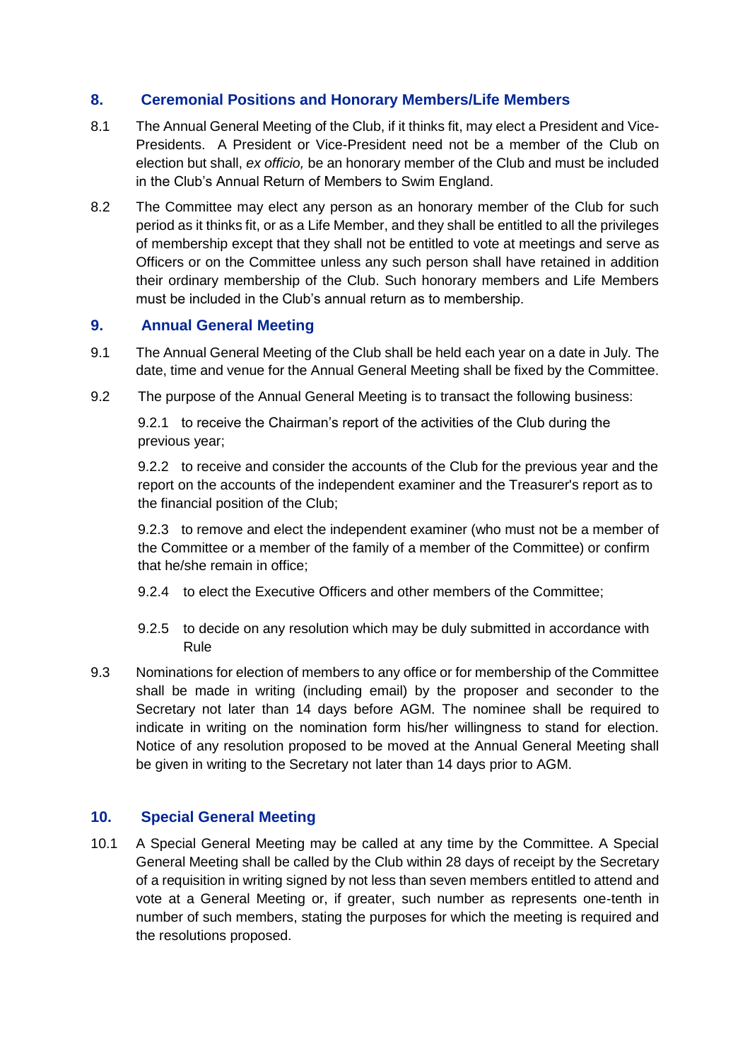## 8. Ceremonial Positions and Honorary Members/Life Members

8.1 The Annual General Meeting of the Club, if it thinks fit, may elect a President and Vice-Presidents. A President or Vice-President need not be a member of the Club on election but shall, *ex officio,* be an honorary member of the Club and must be included in the Club's Annual Return of Members to Swim England.

8.2 The Committee may elect any person as an honorary member of the Club for such period as it thinks fit, or as a Life Member, and they shall be entitled to all the privileges of membership except that they shall not be entitled to vote at meetings and serve as Officers or on the Committee unless any such person shall have retained in addition their ordinary membership of the Club. Such honorary members and Life Members must be included in the Club's annual return as to membership.

## 9. Annual General Meeting

9.1 The Annual General Meeting of the Club shall be held each year on a date in July. The date, time and venue for the Annual General Meeting shall be fixed by the Committee.

9.2 The purpose of the Annual General Meeting is to transact the following business:

9.2.1 to receive the Chairman's report of the activities of the Club during the previous year;

9.2.2 to receive and consider the accounts of the Club for the previous year and the report on the accounts of the independent examiner and the Treasurer's report as to the financial position of the Club;

9.2.3 to remove and elect the independent examiner (who must not be a member of the Committee or a member of the family of a member of the Committee) or confirm that he/she remain in office;

9.2.4 to elect the Executive Officers and other members of the Committee;

9.2.5 to decide on any resolution which may be duly submitted in accordance with Rule

9.3 Nominations for election of members to any office or for membership of the Committee shall be made in writing (including email) by the proposer and seconder to the Secretary not later than 14 days before AGM. The nominee shall be required to indicate in writing on the nomination form his/her willingness to stand for election. Notice of any resolution proposed to be moved at the Annual General Meeting shall be given in writing to the Secretary not later than 14 days prior to AGM.

## 10. Special General Meeting

10.1 A Special General Meeting may be called at any time by the Committee. A Special General Meeting shall be called by the Club within 28 days of receipt by the Secretary of a requisition in writing signed by not less than seven members entitled to attend and vote at a General Meeting or, if greater, such number as represents one-tenth in number of such members, stating the purposes for which the meeting is required and the resolutions proposed.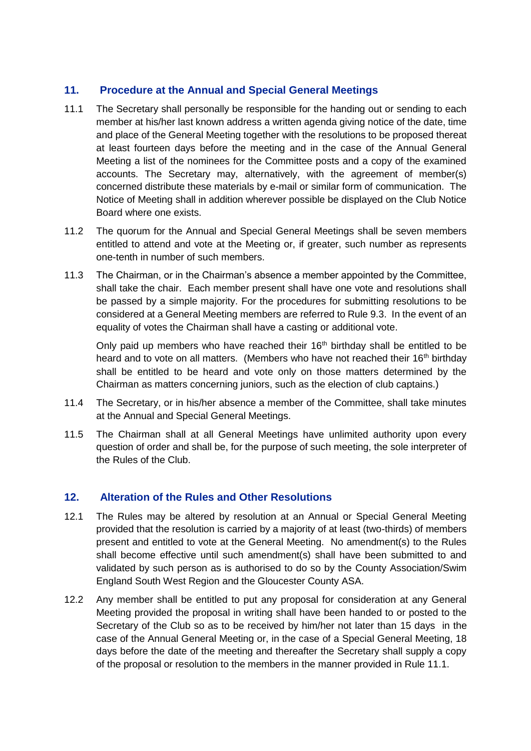## 11. Procedure at the Annual and Special General Meetings

11.1 The Secretary shall personally be responsible for the handing out or sending to each member at his/her last known address a written agenda giving notice of the date, time and place of the General Meeting together with the resolutions to be proposed thereat at least fourteen days before the meeting and in the case of the Annual General Meeting a list of the nominees for the Committee posts and a copy of the examined accounts. The Secretary may, alternatively, with the agreement of member(s) concerned distribute these materials by e-mail or similar form of communication. The Notice of Meeting shall in addition wherever possible be displayed on the Club Notice Board where one exists.

11.2 The quorum for the Annual and Special General Meetings shall be seven members entitled to attend and vote at the Meeting or, if greater, such number as represents one-tenth in number of such members.

11.3 The Chairman, or in the Chairman's absence a member appointed by the Committee, shall take the chair. Each member present shall have one vote and resolutions shall be passed by a simple majority. For the procedures for submitting resolutions to be considered at a General Meeting members are referred to Rule 9.3. In the event of an equality of votes the Chairman shall have a casting or additional vote.

Only paid up members who have reached their 16th birthday shall be entitled to be heard and to vote on all matters. (Members who have not reached their 16th birthday shall be entitled to be heard and vote only on those matters determined by the Chairman as matters concerning juniors, such as the election of club captains.)

11.4 The Secretary, or in his/her absence a member of the Committee, shall take minutes at the Annual and Special General Meetings.

11.5 The Chairman shall at all General Meetings have unlimited authority upon every question of order and shall be, for the purpose of such meeting, the sole interpreter of the Rules of the Club.

## 12. Alteration of the Rules and Other Resolutions

12.1 The Rules may be altered by resolution at an Annual or Special General Meeting provided that the resolution is carried by a majority of at least (two-thirds) of members present and entitled to vote at the General Meeting. No amendment(s) to the Rules shall become effective until such amendment(s) shall have been submitted to and validated by such person as is authorised to do so by the County Association/Swim England South West Region and the Gloucester County ASA.

12.2 Any member shall be entitled to put any proposal for consideration at any General Meeting provided the proposal in writing shall have been handed to or posted to the Secretary of the Club so as to be received by him/her not later than 15 days in the case of the Annual General Meeting or, in the case of a Special General Meeting, 18 days before the date of the meeting and thereafter the Secretary shall supply a copy of the proposal or resolution to the members in the manner provided in Rule 11.1.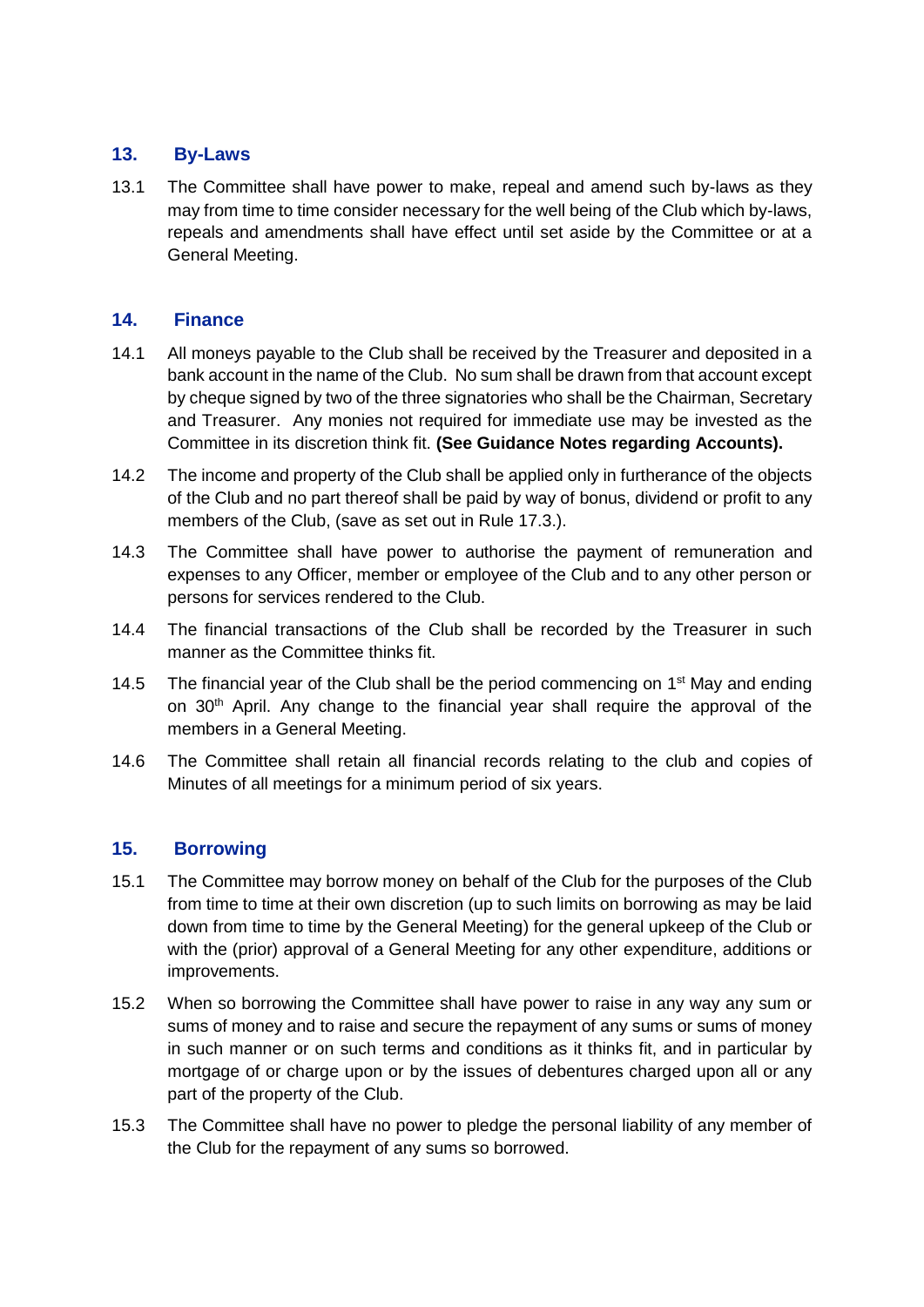## 13. By-Laws

13.1 The Committee shall have power to make, repeal and amend such by-laws as they may from time to time consider necessary for the well being of the Club which by-laws, repeals and amendments shall have effect until set aside by the Committee or at a General Meeting.

## 14. Finance

14.1 All moneys payable to the Club shall be received by the Treasurer and deposited in a bank account in the name of the Club. No sum shall be drawn from that account except by cheque signed by two of the three signatories who shall be the Chairman, Secretary and Treasurer. Any monies not required for immediate use may be invested as the Committee in its discretion think fit. **(See Guidance Notes regarding Accounts).**

14.2 The income and property of the Club shall be applied only in furtherance of the objects of the Club and no part thereof shall be paid by way of bonus, dividend or profit to any members of the Club, (save as set out in Rule 17.3.).

14.3 The Committee shall have power to authorise the payment of remuneration and expenses to any Officer, member or employee of the Club and to any other person or persons for services rendered to the Club.

14.4 The financial transactions of the Club shall be recorded by the Treasurer in such manner as the Committee thinks fit.

14.5 The financial year of the Club shall be the period commencing on 1st May and ending on 30th April. Any change to the financial year shall require the approval of the members in a General Meeting.

14.6 The Committee shall retain all financial records relating to the club and copies of Minutes of all meetings for a minimum period of six years.

## 15. Borrowing

15.1 The Committee may borrow money on behalf of the Club for the purposes of the Club from time to time at their own discretion (up to such limits on borrowing as may be laid down from time to time by the General Meeting) for the general upkeep of the Club or with the (prior) approval of a General Meeting for any other expenditure, additions or improvements.

15.2 When so borrowing the Committee shall have power to raise in any way any sum or sums of money and to raise and secure the repayment of any sums or sums of money in such manner or on such terms and conditions as it thinks fit, and in particular by mortgage of or charge upon or by the issues of debentures charged upon all or any part of the property of the Club.

15.3 The Committee shall have no power to pledge the personal liability of any member of the Club for the repayment of any sums so borrowed.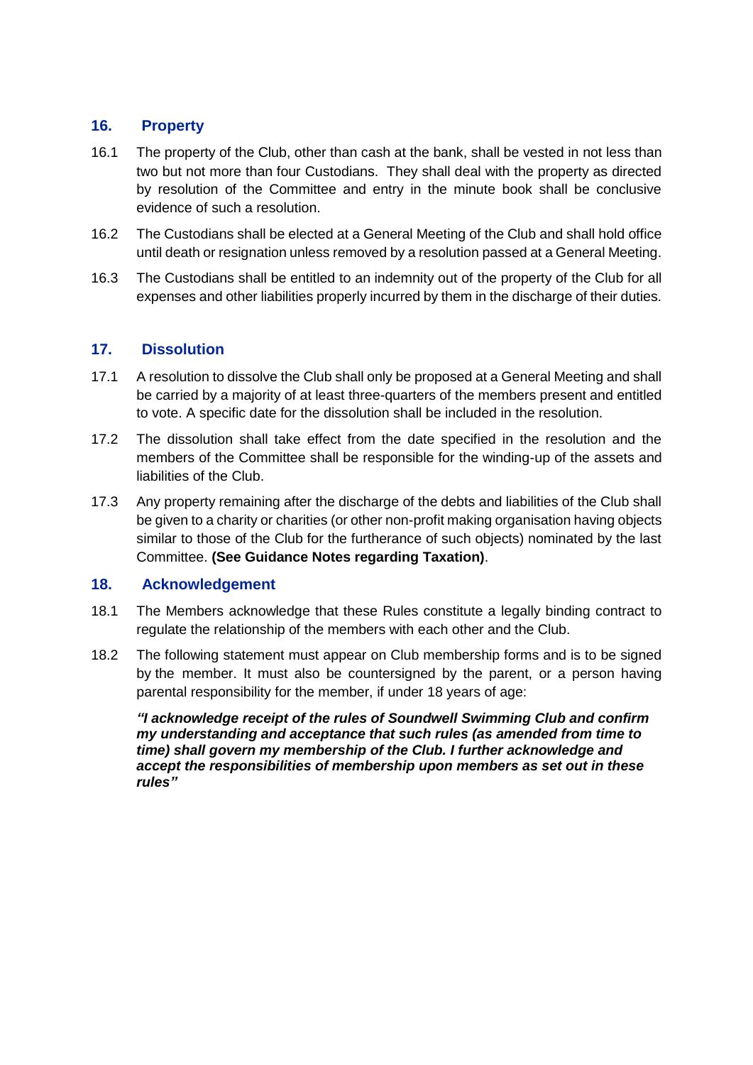## 16. Property

16.1 The property of the Club, other than cash at the bank, shall be vested in not less than two but not more than four Custodians. They shall deal with the property as directed by resolution of the Committee and entry in the minute book shall be conclusive evidence of such a resolution.

16.2 The Custodians shall be elected at a General Meeting of the Club and shall hold office until death or resignation unless removed by a resolution passed at a General Meeting.

16.3 The Custodians shall be entitled to an indemnity out of the property of the Club for all expenses and other liabilities properly incurred by them in the discharge of their duties.

## 17. Dissolution

17.1 A resolution to dissolve the Club shall only be proposed at a General Meeting and shall be carried by a majority of at least three-quarters of the members present and entitled to vote. A specific date for the dissolution shall be included in the resolution.

17.2 The dissolution shall take effect from the date specified in the resolution and the members of the Committee shall be responsible for the winding-up of the assets and liabilities of the Club.

17.3 Any property remaining after the discharge of the debts and liabilities of the Club shall be given to a charity or charities (or other non-profit making organisation having objects similar to those of the Club for the furtherance of such objects) nominated by the last Committee. **(See Guidance Notes regarding Taxation)**.

## 18. Acknowledgement

18.1 The Members acknowledge that these Rules constitute a legally binding contract to regulate the relationship of the members with each other and the Club.

18.2 The following statement must appear on Club membership forms and is to be signed by the member. It must also be countersigned by the parent, or a person having parental responsibility for the member, if under 18 years of age:

***"I acknowledge receipt of the rules of Soundwell Swimming Club and confirm my understanding and acceptance that such rules (as amended from time to time) shall govern my membership of the Club. I further acknowledge and accept the responsibilities of membership upon members as set out in these rules"***